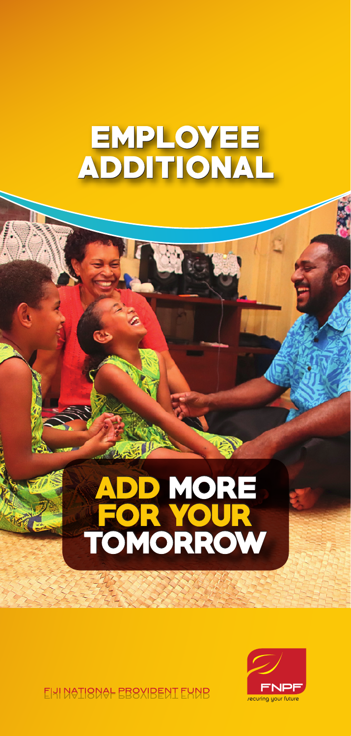# EMPLOYEE ADDITIONAL

## ADD MORE FOR YOUR TOMORROW

FIJI NATIONAL PROVIDENT FUND

FNPF

securing your future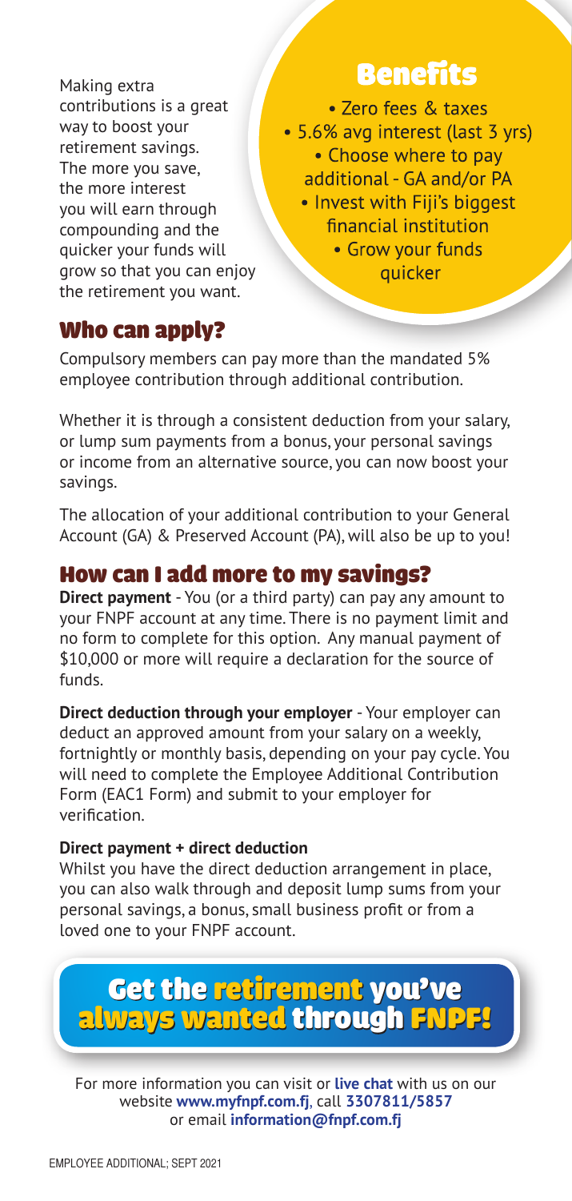Making extra contributions is a great way to boost your retirement savings. The more you save, the more interest you will earn through compounding and the quicker your funds will grow so that you can enjoy the retirement you want.

## Benefits

- Zero fees & taxes
- 5.6% avg interest (last 3 yrs)
- Choose where to pay additional - GA and/or PA
- Invest with Fiji's biggest financial institution
- Grow your funds quicker

## Who can apply?

Compulsory members can pay more than the mandated 5% employee contribution through additional contribution.

Whether it is through a consistent deduction from your salary, or lump sum payments from a bonus, your personal savings or income from an alternative source, you can now boost your savings.

The allocation of your additional contribution to your General Account (GA) & Preserved Account (PA), will also be up to you!

## How can I add more to my savings?

**Direct payment** - You (or a third party) can pay any amount to your FNPF account at any time. There is no payment limit and no form to complete for this option. Any manual payment of $10,000 or more will require a declaration for the source of funds.

**Direct deduction through your employer** - Your employer can deduct an approved amount from your salary on a weekly, fortnightly or monthly basis, depending on your pay cycle. You will need to complete the Employee Additional Contribution Form (EAC1 Form) and submit to your employer for verification.

**Direct payment + direct deduction**

Whilst you have the direct deduction arrangement in place, you can also walk through and deposit lump sums from your personal savings, a bonus, small business profit or from a loved one to your FNPF account.

## Get the retirement you've always wanted through FNPF!

For more information you can visit or **live chat** with us on our website **www.myfnpf.com.fj**, call **3307811/5857** or email **information@fnpf.com.fj**

EMPLOYEE ADDITIONAL; SEPT 2021